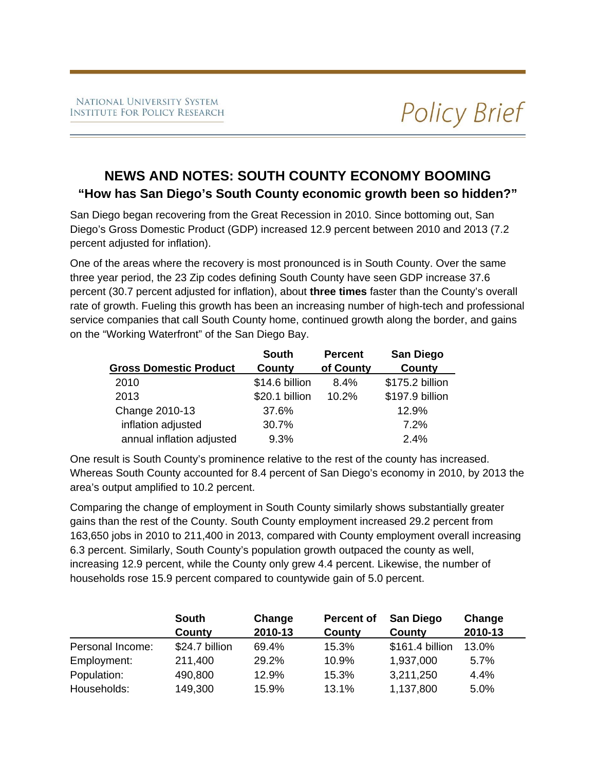NATIONAL UNIVERSITY SYSTEM
INSTITUTE FOR POLICY RESEARCH

*Policy Brief*

## NEWS AND NOTES: SOUTH COUNTY ECONOMY BOOMING

### "How has San Diego's South County economic growth been so hidden?"

San Diego began recovering from the Great Recession in 2010. Since bottoming out, San Diego's Gross Domestic Product (GDP) increased 12.9 percent between 2010 and 2013 (7.2 percent adjusted for inflation).

One of the areas where the recovery is most pronounced is in South County. Over the same three year period, the 23 Zip codes defining South County have seen GDP increase 37.6 percent (30.7 percent adjusted for inflation), about **three times** faster than the County's overall rate of growth. Fueling this growth has been an increasing number of high-tech and professional service companies that call South County home, continued growth along the border, and gains on the "Working Waterfront" of the San Diego Bay.

| Gross Domestic Product | South County | Percent of County | San Diego County |
|---|---|---|---|
| 2010 | $14.6 billion | 8.4% | $175.2 billion |
| 2013 | $20.1 billion | 10.2% | $197.9 billion |
| Change 2010-13 | 37.6% | | 12.9% |
| inflation adjusted | 30.7% | | 7.2% |
| annual inflation adjusted | 9.3% | | 2.4% |

One result is South County's prominence relative to the rest of the county has increased. Whereas South County accounted for 8.4 percent of San Diego's economy in 2010, by 2013 the area's output amplified to 10.2 percent.

Comparing the change of employment in South County similarly shows substantially greater gains than the rest of the County. South County employment increased 29.2 percent from 163,650 jobs in 2010 to 211,400 in 2013, compared with County employment overall increasing 6.3 percent. Similarly, South County's population growth outpaced the county as well, increasing 12.9 percent, while the County only grew 4.4 percent. Likewise, the number of households rose 15.9 percent compared to countywide gain of 5.0 percent.

| | South County | Change 2010-13 | Percent of County | San Diego County | Change 2010-13 |
|---|---|---|---|---|---|
| Personal Income: | $24.7 billion | 69.4% | 15.3% | $161.4 billion | 13.0% |
| Employment: | 211,400 | 29.2% | 10.9% | 1,937,000 | 5.7% |
| Population: | 490,800 | 12.9% | 15.3% | 3,211,250 | 4.4% |
| Households: | 149,300 | 15.9% | 13.1% | 1,137,800 | 5.0% |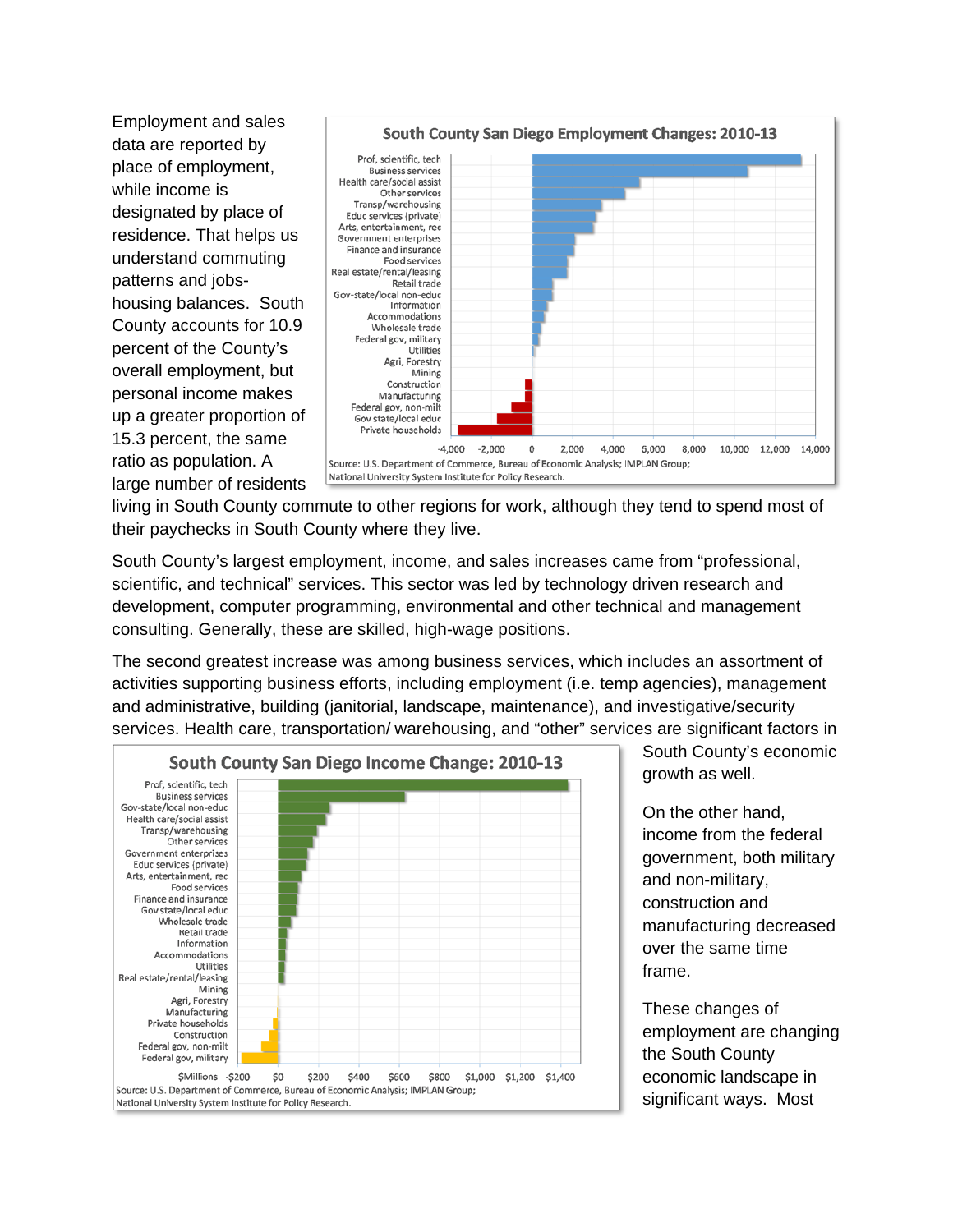Employment and sales data are reported by place of employment, while income is designated by place of residence. That helps us understand commuting patterns and jobs-housing balances. South County accounts for 10.9 percent of the County's overall employment, but personal income makes up a greater proportion of 15.3 percent, the same ratio as population. A large number of residents living in South County commute to other regions for work, although they tend to spend most of their paychecks in South County where they live.

South County San Diego Employment Changes: 2010-13

Prof, scientific, tech
Business services
Health care/social assist
Other services
Transp/warehousing
Educ services (private)
Arts, entertainment, rec
Government enterprises
Finance and insurance
Food services
Real estate/rental/leasing
Retail trade
Gov-state/local non-educ
Information
Accommodations
Wholesale trade
Federal gov, military
Utilities
Agri, Forestry
Mining
Construction
Manufacturing
Federal gov, non-milt
Gov state/local educ
Private households

-4,000 -2,000 0 2,000 4,000 6,000 8,000 10,000 12,000 14,000

Source: U.S. Department of Commerce, Bureau of Economic Analysis; IMPLAN Group; National University System Institute for Policy Research.

South County's largest employment, income, and sales increases came from "professional, scientific, and technical" services. This sector was led by technology driven research and development, computer programming, environmental and other technical and management consulting. Generally, these are skilled, high-wage positions.

The second greatest increase was among business services, which includes an assortment of activities supporting business efforts, including employment (i.e. temp agencies), management and administrative, building (janitorial, landscape, maintenance), and investigative/security services. Health care, transportation/ warehousing, and "other" services are significant factors in South County's economic growth as well.

South County San Diego Income Change: 2010-13

Prof, scientific, tech
Business services
Gov-state/local non-educ
Health care/social assist
Transp/warehousing
Other services
Government enterprises
Educ services (private)
Arts, entertainment, rec
Food services
Finance and insurance
Gov state/local educ
Wholesale trade
Retail trade
Information
Accommodations
Utilities
Real estate/rental/leasing
Mining
Agri, Forestry
Manufacturing
Private households
Construction
Federal gov, non-milt
Federal gov, military

$Millions -$200 $0 $200 $400 $600 $800 $1,000 $1,200 $1,400

Source: U.S. Department of Commerce, Bureau of Economic Analysis; IMPLAN Group; National University System Institute for Policy Research.

On the other hand, income from the federal government, both military and non-military, construction and manufacturing decreased over the same time frame.

These changes of employment are changing the South County economic landscape in significant ways. Most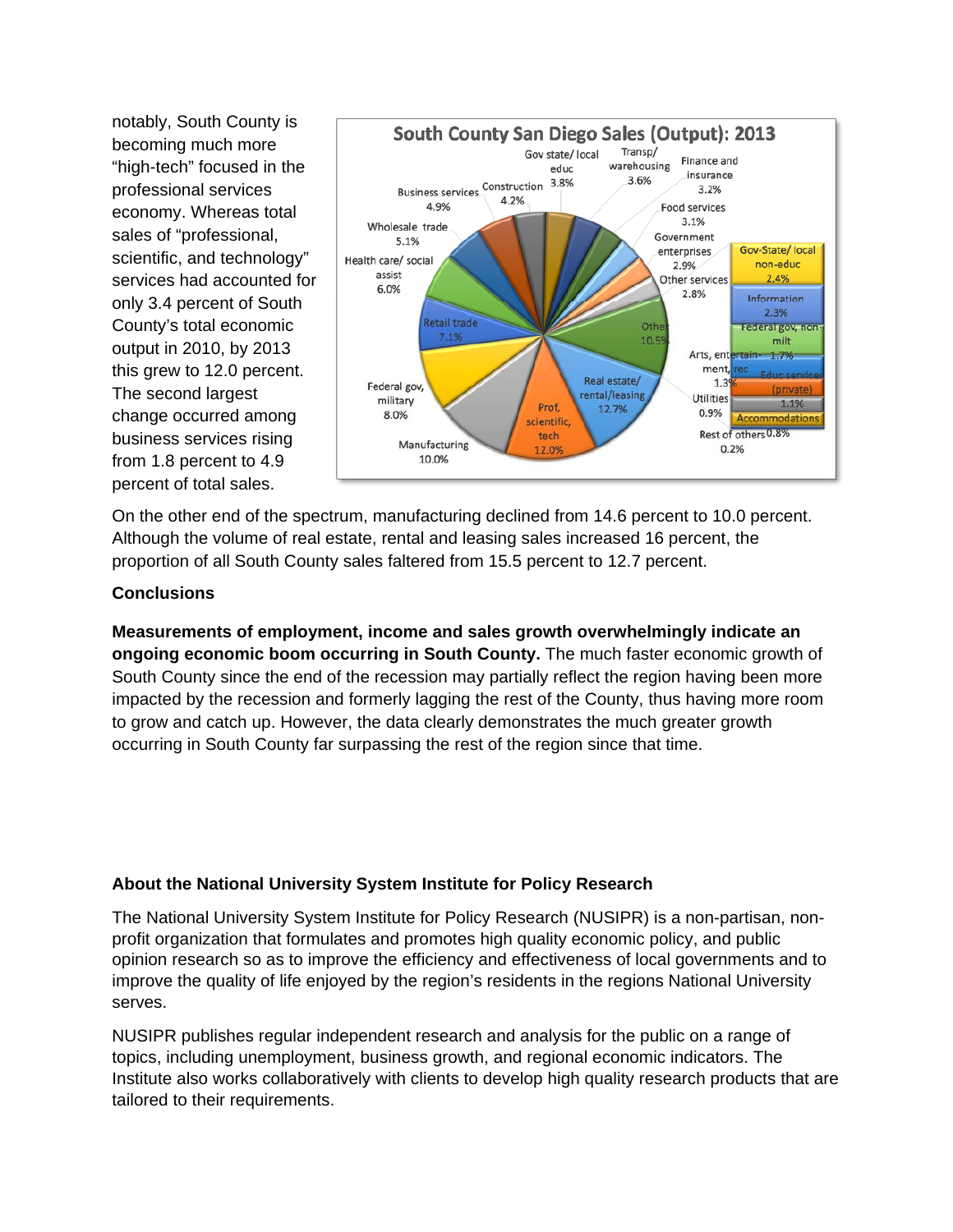notably, South County is becoming much more "high-tech" focused in the professional services economy. Whereas total sales of "professional, scientific, and technology" services had accounted for only 3.4 percent of South County's total economic output in 2010, by 2013 this grew to 12.0 percent. The second largest change occurred among business services rising from 1.8 percent to 4.9 percent of total sales.

South County San Diego Sales (Output): 2013

Gov state/ local educ 3.8%
Transp/ warehousing 3.6%
Finance and insurance 3.2%
Food services 3.1%
Government enterprises 2.9%
Other services 2.8%
Construction 4.2%
Business services 4.9%
Wholesale trade 5.1%
Health care/ social assist 6.0%
Retail trade 7.1%
Federal gov, military 8.0%
Manufacturing 10.0%
Prof, scientific, tech 12.0%
Real estate/ rental/leasing 12.7%
Other 10.5%
Gov-State/ local non-educ 2.4%
Information 2.3%
Federal gov, non-milt 1.7%
Arts, entertain-ment, rec 1.3%
Educ services (private) 1.1%
Utilities 0.9%
Accommodations 0.8%
Rest of others 0.2%

On the other end of the spectrum, manufacturing declined from 14.6 percent to 10.0 percent. Although the volume of real estate, rental and leasing sales increased 16 percent, the proportion of all South County sales faltered from 15.5 percent to 12.7 percent.

**Conclusions**

**Measurements of employment, income and sales growth overwhelmingly indicate an ongoing economic boom occurring in South County.** The much faster economic growth of South County since the end of the recession may partially reflect the region having been more impacted by the recession and formerly lagging the rest of the County, thus having more room to grow and catch up. However, the data clearly demonstrates the much greater growth occurring in South County far surpassing the rest of the region since that time.

**About the National University System Institute for Policy Research**

The National University System Institute for Policy Research (NUSIPR) is a non-partisan, non-profit organization that formulates and promotes high quality economic policy, and public opinion research so as to improve the efficiency and effectiveness of local governments and to improve the quality of life enjoyed by the region's residents in the regions National University serves.

NUSIPR publishes regular independent research and analysis for the public on a range of topics, including unemployment, business growth, and regional economic indicators. The Institute also works collaboratively with clients to develop high quality research products that are tailored to their requirements.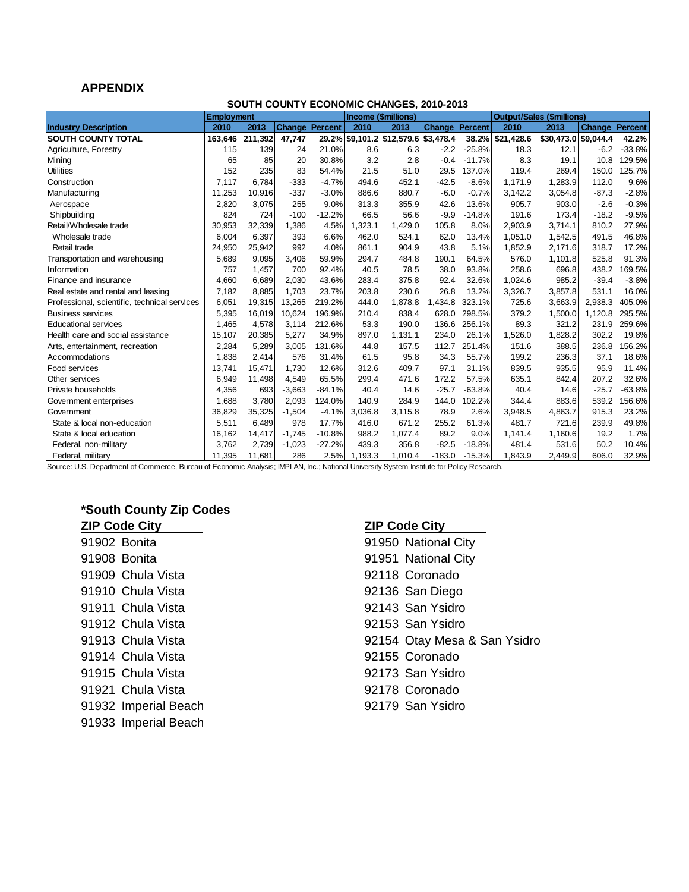## APPENDIX

**SOUTH COUNTY ECONOMIC CHANGES, 2010-2013**

| | Employment | | | | Income ($millions) | | | | Output/Sales ($millions) | | | |
|---|---|---|---|---|---|---|---|---|---|---|---|---|
| **Industry Description** | **2010** | **2013** | **Change** | **Percent** | **2010** | **2013** | **Change** | **Percent** | **2010** | **2013** | **Change** | **Percent** |
| **SOUTH COUNTY TOTAL** | **163,646** | **211,392** | **47,747** | **29.2%** | **$9,101.2** | **$12,579.6** | **$3,478.4** | **38.2%** | **$21,428.6** | **$30,473.0** | **$9,044.4** | **42.2%** |
| Agriculture, Forestry | 115 | 139 | 24 | 21.0% | 8.6 | 6.3 | -2.2 | -25.8% | 18.3 | 12.1 | -6.2 | -33.8% |
| Mining | 65 | 85 | 20 | 30.8% | 3.2 | 2.8 | -0.4 | -11.7% | 8.3 | 19.1 | 10.8 | 129.5% |
| Utilities | 152 | 235 | 83 | 54.4% | 21.5 | 51.0 | 29.5 | 137.0% | 119.4 | 269.4 | 150.0 | 125.7% |
| Construction | 7,117 | 6,784 | -333 | -4.7% | 494.6 | 452.1 | -42.5 | -8.6% | 1,171.9 | 1,283.9 | 112.0 | 9.6% |
| Manufacturing | 11,253 | 10,916 | -337 | -3.0% | 886.6 | 880.7 | -6.0 | -0.7% | 3,142.2 | 3,054.8 | -87.3 | -2.8% |
| Aerospace | 2,820 | 3,075 | 255 | 9.0% | 313.3 | 355.9 | 42.6 | 13.6% | 905.7 | 903.0 | -2.6 | -0.3% |
| Shipbuilding | 824 | 724 | -100 | -12.2% | 66.5 | 56.6 | -9.9 | -14.8% | 191.6 | 173.4 | -18.2 | -9.5% |
| Retail/Wholesale trade | 30,953 | 32,339 | 1,386 | 4.5% | 1,323.1 | 1,429.0 | 105.8 | 8.0% | 2,903.9 | 3,714.1 | 810.2 | 27.9% |
| Wholesale trade | 6,004 | 6,397 | 393 | 6.6% | 462.0 | 524.1 | 62.0 | 13.4% | 1,051.0 | 1,542.5 | 491.5 | 46.8% |
| Retail trade | 24,950 | 25,942 | 992 | 4.0% | 861.1 | 904.9 | 43.8 | 5.1% | 1,852.9 | 2,171.6 | 318.7 | 17.2% |
| Transportation and warehousing | 5,689 | 9,095 | 3,406 | 59.9% | 294.7 | 484.8 | 190.1 | 64.5% | 576.0 | 1,101.8 | 525.8 | 91.3% |
| Information | 757 | 1,457 | 700 | 92.4% | 40.5 | 78.5 | 38.0 | 93.8% | 258.6 | 696.8 | 438.2 | 169.5% |
| Finance and insurance | 4,660 | 6,689 | 2,030 | 43.6% | 283.4 | 375.8 | 92.4 | 32.6% | 1,024.6 | 985.2 | -39.4 | -3.8% |
| Real estate and rental and leasing | 7,182 | 8,885 | 1,703 | 23.7% | 203.8 | 230.6 | 26.8 | 13.2% | 3,326.7 | 3,857.8 | 531.1 | 16.0% |
| Professional, scientific, technical services | 6,051 | 19,315 | 13,265 | 219.2% | 444.0 | 1,878.8 | 1,434.8 | 323.1% | 725.6 | 3,663.9 | 2,938.3 | 405.0% |
| Business services | 5,395 | 16,019 | 10,624 | 196.9% | 210.4 | 838.4 | 628.0 | 298.5% | 379.2 | 1,500.0 | 1,120.8 | 295.5% |
| Educational services | 1,465 | 4,578 | 3,114 | 212.6% | 53.3 | 190.0 | 136.6 | 256.1% | 89.3 | 321.2 | 231.9 | 259.6% |
| Health care and social assistance | 15,107 | 20,385 | 5,277 | 34.9% | 897.0 | 1,131.1 | 234.0 | 26.1% | 1,526.0 | 1,828.2 | 302.2 | 19.8% |
| Arts, entertainment, recreation | 2,284 | 5,289 | 3,005 | 131.6% | 44.8 | 157.5 | 112.7 | 251.4% | 151.6 | 388.5 | 236.8 | 156.2% |
| Accommodations | 1,838 | 2,414 | 576 | 31.4% | 61.5 | 95.8 | 34.3 | 55.7% | 199.2 | 236.3 | 37.1 | 18.6% |
| Food services | 13,741 | 15,471 | 1,730 | 12.6% | 312.6 | 409.7 | 97.1 | 31.1% | 839.5 | 935.5 | 95.9 | 11.4% |
| Other services | 6,949 | 11,498 | 4,549 | 65.5% | 299.4 | 471.6 | 172.2 | 57.5% | 635.1 | 842.4 | 207.2 | 32.6% |
| Private households | 4,356 | 693 | -3,663 | -84.1% | 40.4 | 14.6 | -25.7 | -63.8% | 40.4 | 14.6 | -25.7 | -63.8% |
| Government enterprises | 1,688 | 3,780 | 2,093 | 124.0% | 140.9 | 284.9 | 144.0 | 102.2% | 344.4 | 883.6 | 539.2 | 156.6% |
| Government | 36,829 | 35,325 | -1,504 | -4.1% | 3,036.8 | 3,115.8 | 78.9 | 2.6% | 3,948.5 | 4,863.7 | 915.3 | 23.2% |
| State & local non-education | 5,511 | 6,489 | 978 | 17.7% | 416.0 | 671.2 | 255.2 | 61.3% | 481.7 | 721.6 | 239.9 | 49.8% |
| State & local education | 16,162 | 14,417 | -1,745 | -10.8% | 988.2 | 1,077.4 | 89.2 | 9.0% | 1,141.4 | 1,160.6 | 19.2 | 1.7% |
| Federal, non-military | 3,762 | 2,739 | -1,023 | -27.2% | 439.3 | 356.8 | -82.5 | -18.8% | 481.4 | 531.6 | 50.2 | 10.4% |
| Federal, military | 11,395 | 11,681 | 286 | 2.5% | 1,193.3 | 1,010.4 | -183.0 | -15.3% | 1,843.9 | 2,449.9 | 606.0 | 32.9% |

Source: U.S. Department of Commerce, Bureau of Economic Analysis; IMPLAN, Inc.; National University System Institute for Policy Research.

### *South County Zip Codes

| ZIP Code | City |
|---|---|
| 91902 | Bonita |
| 91908 | Bonita |
| 91909 | Chula Vista |
| 91910 | Chula Vista |
| 91911 | Chula Vista |
| 91912 | Chula Vista |
| 91913 | Chula Vista |
| 91914 | Chula Vista |
| 91915 | Chula Vista |
| 91921 | Chula Vista |
| 91932 | Imperial Beach |
| 91933 | Imperial Beach |

| ZIP Code | City |
|---|---|
| 91950 | National City |
| 91951 | National City |
| 92118 | Coronado |
| 92136 | San Diego |
| 92143 | San Ysidro |
| 92153 | San Ysidro |
| 92154 | Otay Mesa & San Ysidro |
| 92155 | Coronado |
| 92173 | San Ysidro |
| 92178 | Coronado |
| 92179 | San Ysidro |